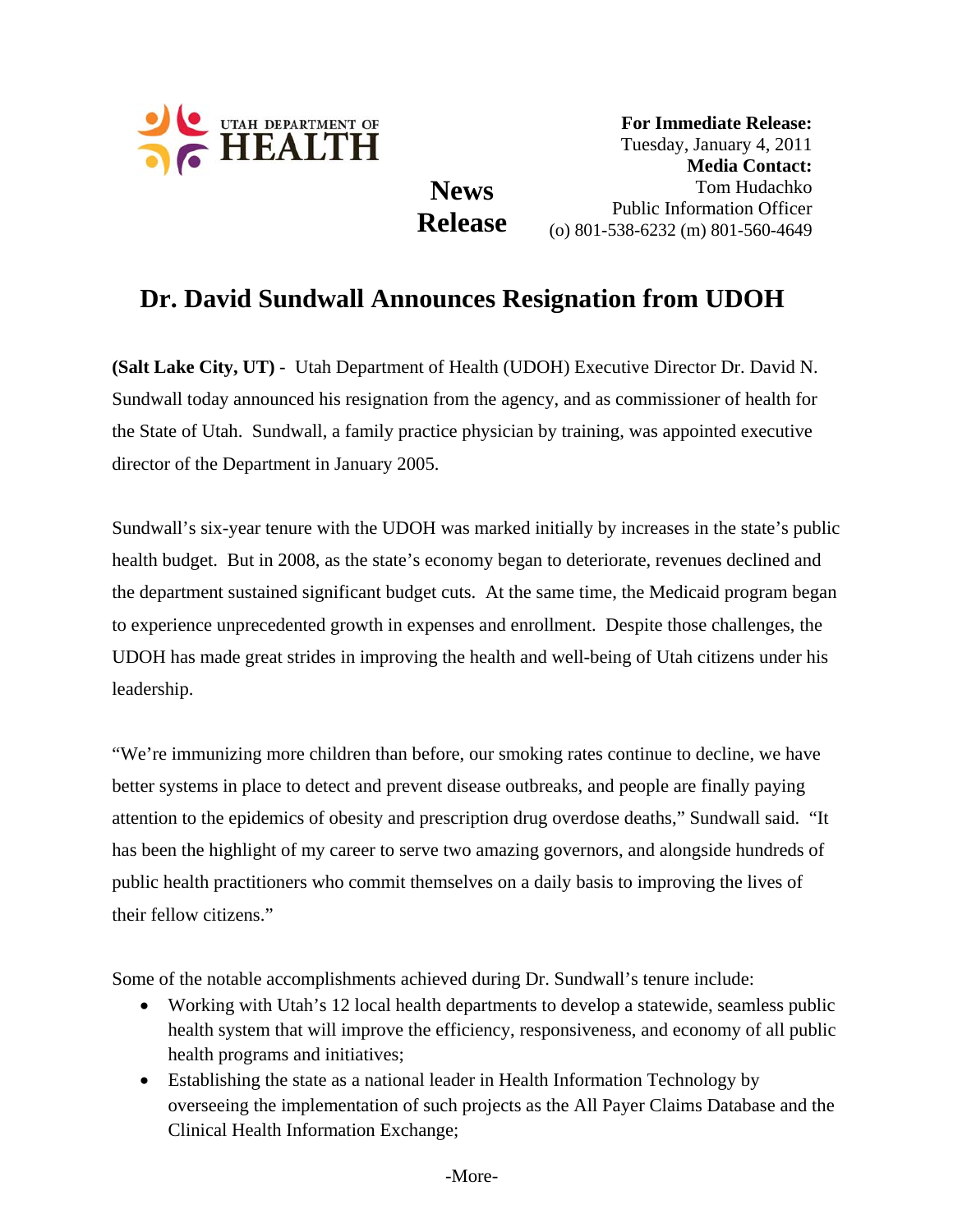UTAH DEPARTMENT OF HEALTH

**News Release**

**For Immediate Release:**
Tuesday, January 4, 2011
**Media Contact:**
Tom Hudachko
Public Information Officer
(o) 801-538-6232 (m) 801-560-4649

# Dr. David Sundwall Announces Resignation from UDOH

**(Salt Lake City, UT)** - Utah Department of Health (UDOH) Executive Director Dr. David N. Sundwall today announced his resignation from the agency, and as commissioner of health for the State of Utah. Sundwall, a family practice physician by training, was appointed executive director of the Department in January 2005.

Sundwall's six-year tenure with the UDOH was marked initially by increases in the state's public health budget. But in 2008, as the state's economy began to deteriorate, revenues declined and the department sustained significant budget cuts. At the same time, the Medicaid program began to experience unprecedented growth in expenses and enrollment. Despite those challenges, the UDOH has made great strides in improving the health and well-being of Utah citizens under his leadership.

"We're immunizing more children than before, our smoking rates continue to decline, we have better systems in place to detect and prevent disease outbreaks, and people are finally paying attention to the epidemics of obesity and prescription drug overdose deaths," Sundwall said. "It has been the highlight of my career to serve two amazing governors, and alongside hundreds of public health practitioners who commit themselves on a daily basis to improving the lives of their fellow citizens."

Some of the notable accomplishments achieved during Dr. Sundwall's tenure include:

- Working with Utah's 12 local health departments to develop a statewide, seamless public health system that will improve the efficiency, responsiveness, and economy of all public health programs and initiatives;
- Establishing the state as a national leader in Health Information Technology by overseeing the implementation of such projects as the All Payer Claims Database and the Clinical Health Information Exchange;

-More-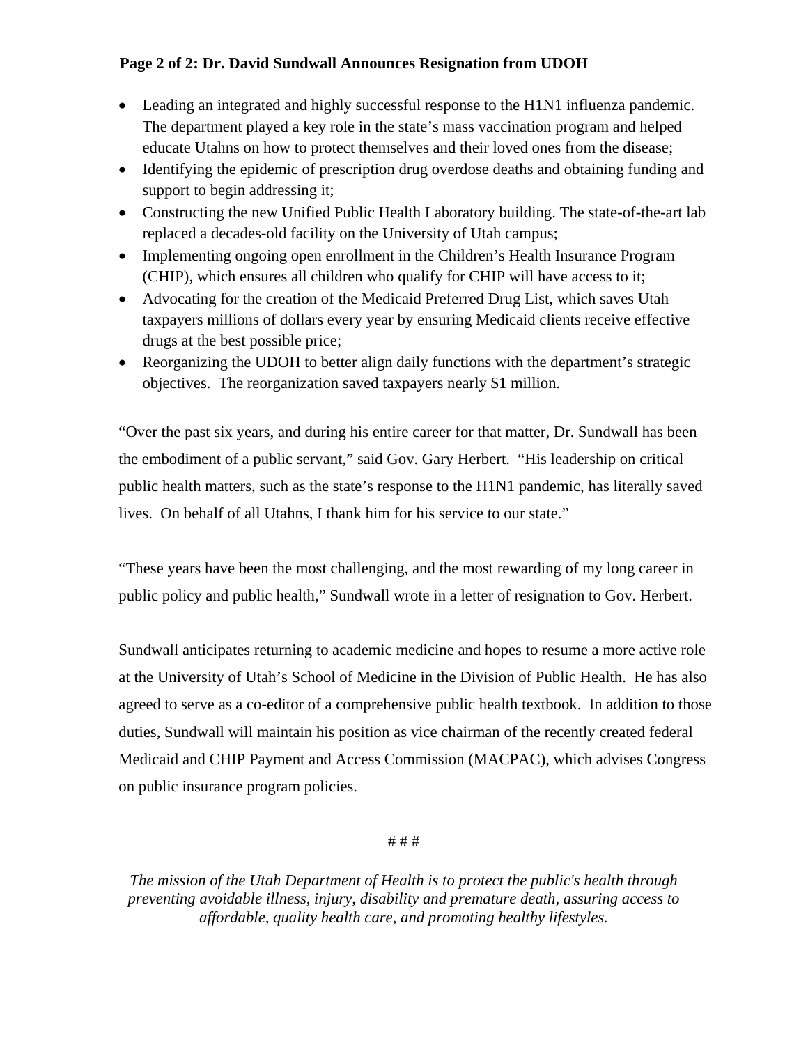- Leading an integrated and highly successful response to the H1N1 influenza pandemic. The department played a key role in the state's mass vaccination program and helped educate Utahns on how to protect themselves and their loved ones from the disease;
- Identifying the epidemic of prescription drug overdose deaths and obtaining funding and support to begin addressing it;
- Constructing the new Unified Public Health Laboratory building. The state-of-the-art lab replaced a decades-old facility on the University of Utah campus;
- Implementing ongoing open enrollment in the Children's Health Insurance Program (CHIP), which ensures all children who qualify for CHIP will have access to it;
- Advocating for the creation of the Medicaid Preferred Drug List, which saves Utah taxpayers millions of dollars every year by ensuring Medicaid clients receive effective drugs at the best possible price;
- Reorganizing the UDOH to better align daily functions with the department's strategic objectives. The reorganization saved taxpayers nearly $1 million.

"Over the past six years, and during his entire career for that matter, Dr. Sundwall has been the embodiment of a public servant," said Gov. Gary Herbert. "His leadership on critical public health matters, such as the state's response to the H1N1 pandemic, has literally saved lives. On behalf of all Utahns, I thank him for his service to our state."

"These years have been the most challenging, and the most rewarding of my long career in public policy and public health," Sundwall wrote in a letter of resignation to Gov. Herbert.

Sundwall anticipates returning to academic medicine and hopes to resume a more active role at the University of Utah's School of Medicine in the Division of Public Health. He has also agreed to serve as a co-editor of a comprehensive public health textbook. In addition to those duties, Sundwall will maintain his position as vice chairman of the recently created federal Medicaid and CHIP Payment and Access Commission (MACPAC), which advises Congress on public insurance program policies.

# # #

*The mission of the Utah Department of Health is to protect the public's health through preventing avoidable illness, injury, disability and premature death, assuring access to affordable, quality health care, and promoting healthy lifestyles.*